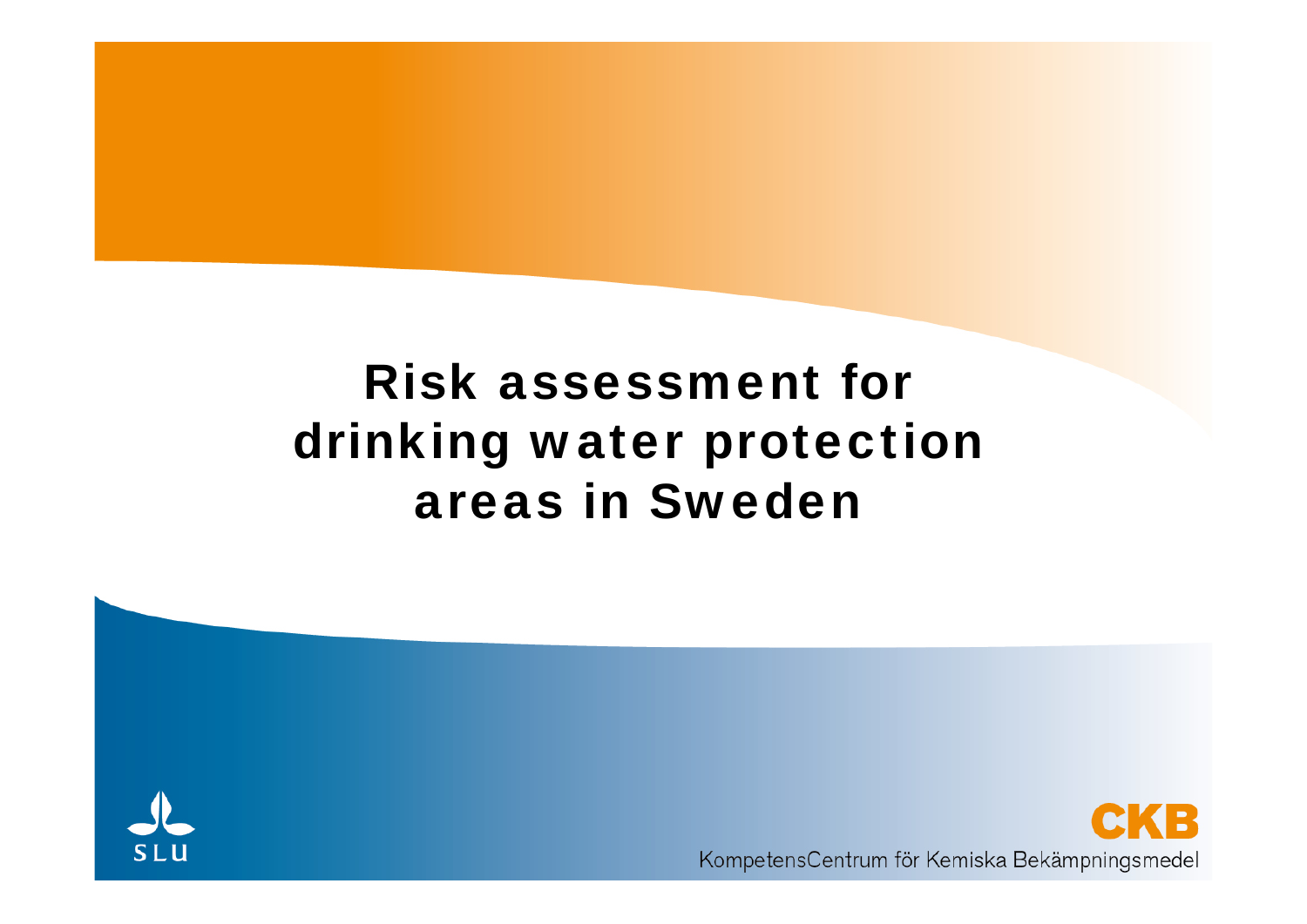# Risk assessment for drinking water protection areas in Sweden

SLU

CKB

KompetensCentrum för Kemiska Bekämpningsmedel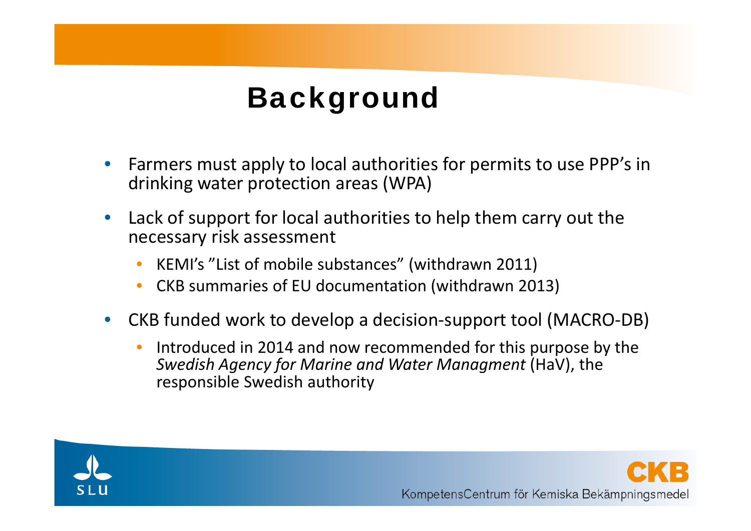# Background

- Farmers must apply to local authorities for permits to use PPP's in drinking water protection areas (WPA)
- Lack of support for local authorities to help them carry out the necessary risk assessment
  - KEMI's "List of mobile substances" (withdrawn 2011)
  - CKB summaries of EU documentation (withdrawn 2013)
- CKB funded work to develop a decision-support tool (MACRO-DB)
  - Introduced in 2014 and now recommended for this purpose by the *Swedish Agency for Marine and Water Managment* (HaV), the responsible Swedish authority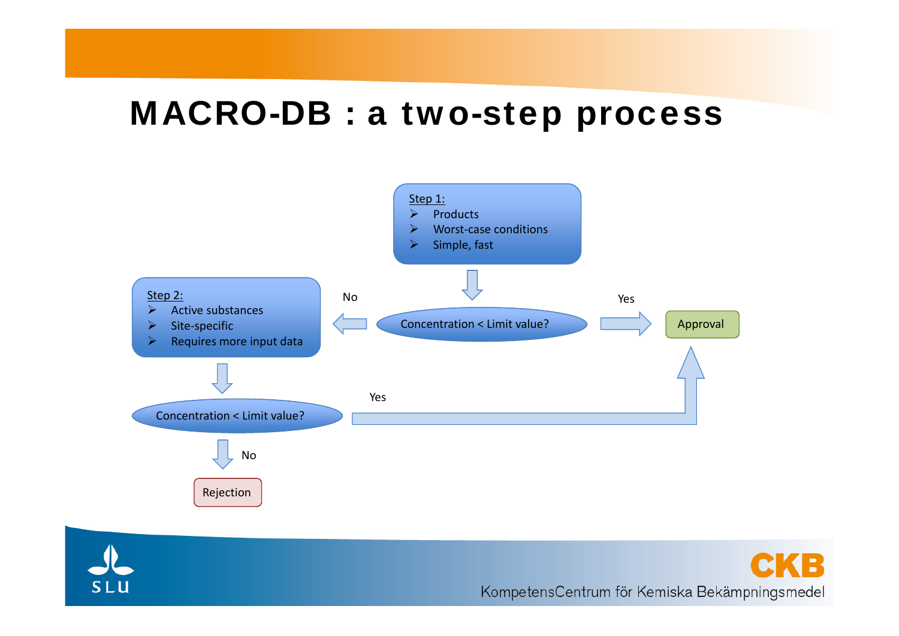# MACRO-DB : a two-step process

Step 1:
- Products
- Worst-case conditions
- Simple, fast

Concentration < Limit value?

Yes

Approval

No

Step 2:
- Active substances
- Site-specific
- Requires more input data

Concentration < Limit value?

Yes

No

Rejection

SLU

CKB

KompetensCentrum för Kemiska Bekämpningsmedel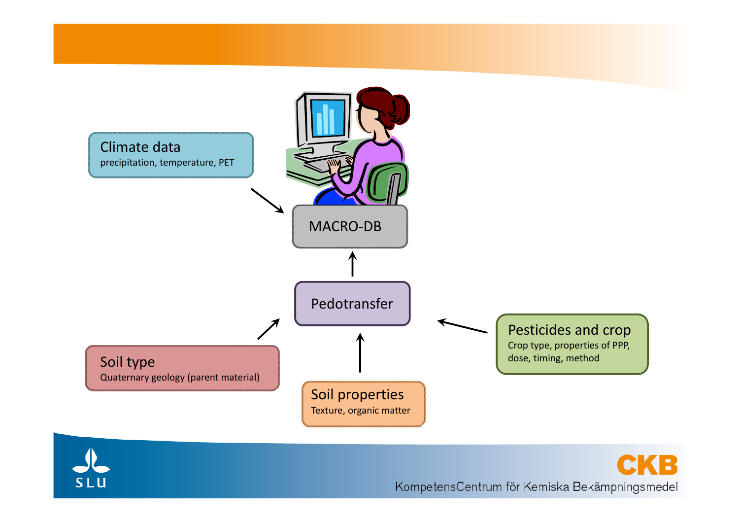Climate data
precipitation, temperature, PET

MACRO-DB

Pedotransfer

Soil type
Quaternary geology (parent material)

Soil properties
Texture, organic matter

Pesticides and crop
Crop type, properties of PPP, dose, timing, method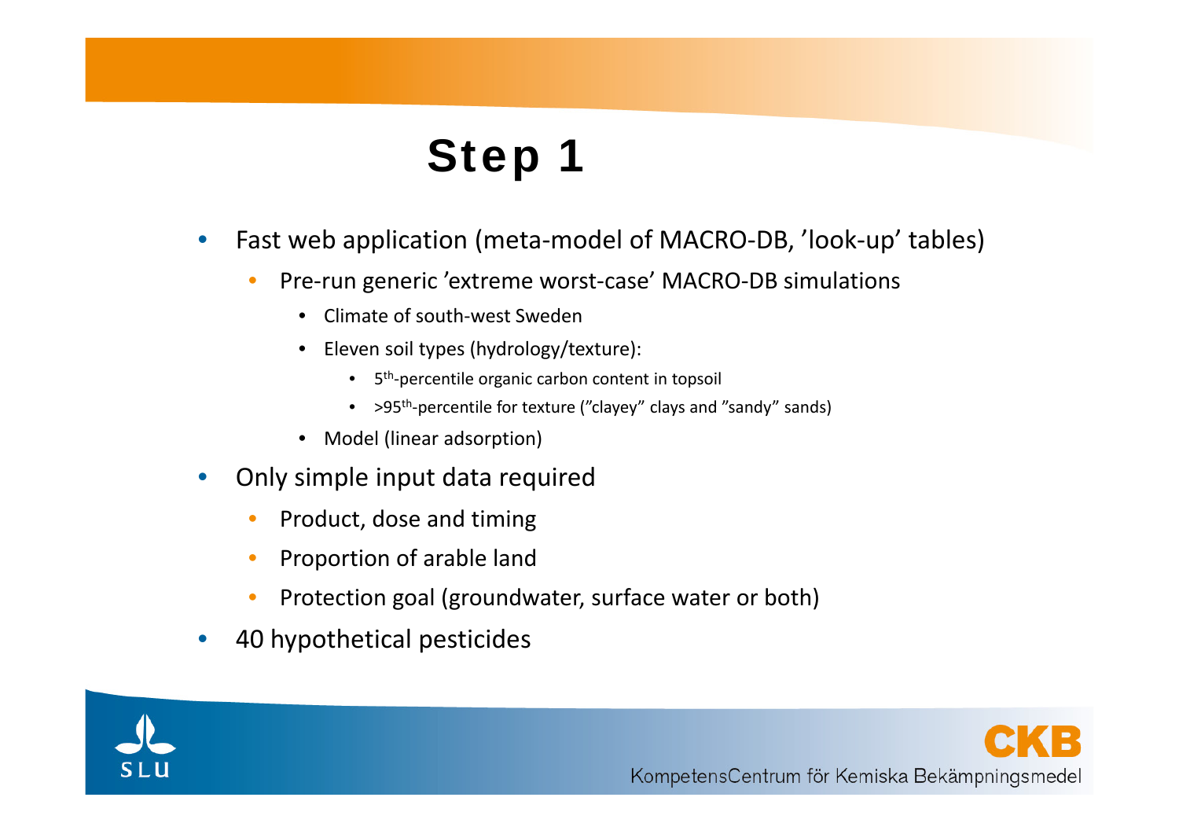# Step 1

- Fast web application (meta-model of MACRO-DB, 'look-up' tables)
  - Pre-run generic 'extreme worst-case' MACRO-DB simulations
    - Climate of south-west Sweden
    - Eleven soil types (hydrology/texture):
      - $5^{th}$-percentile organic carbon content in topsoil
      - >$95^{th}$-percentile for texture ("clayey" clays and "sandy" sands)
    - Model (linear adsorption)
- Only simple input data required
  - Product, dose and timing
  - Proportion of arable land
  - Protection goal (groundwater, surface water or both)
- 40 hypothetical pesticides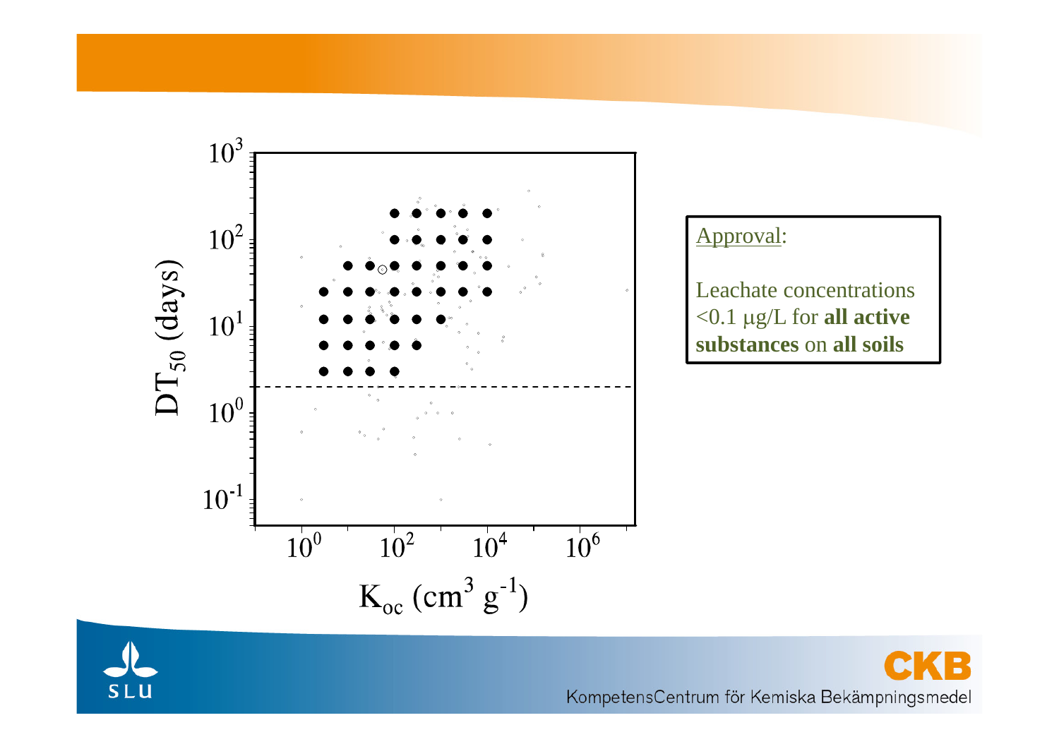$10^3$

$10^2$

$10^1$

$10^0$

$10^{-1}$

$DT_{50}$ (days)

$10^0$ $10^2$ $10^4$ $10^6$

$K_{oc}$ ($cm^3$ $g^{-1}$)

Approval:

Leachate concentrations <0.1 μg/L for **all active substances** on **all soils**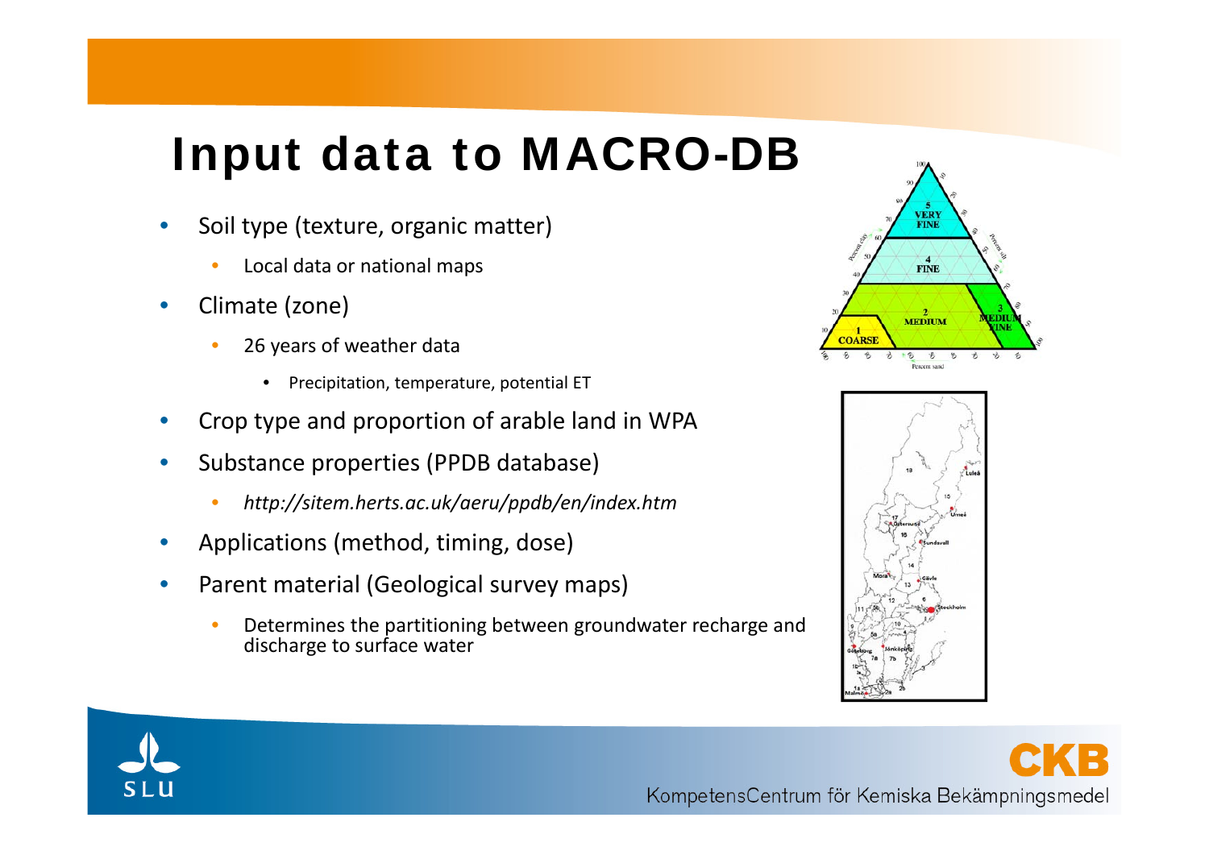# Input data to MACRO-DB

- Soil type (texture, organic matter)
  - Local data or national maps
- Climate (zone)
  - 26 years of weather data
    - Precipitation, temperature, potential ET
- Crop type and proportion of arable land in WPA
- Substance properties (PPDB database)
  - *http://sitem.herts.ac.uk/aeru/ppdb/en/index.htm*
- Applications (method, timing, dose)
- Parent material (Geological survey maps)
  - Determines the partitioning between groundwater recharge and discharge to surface water

5 VERY FINE
4 FINE
2 MEDIUM
3 MEDIUM FINE
1 COARSE
Percent clay
Percent silt
Percent sand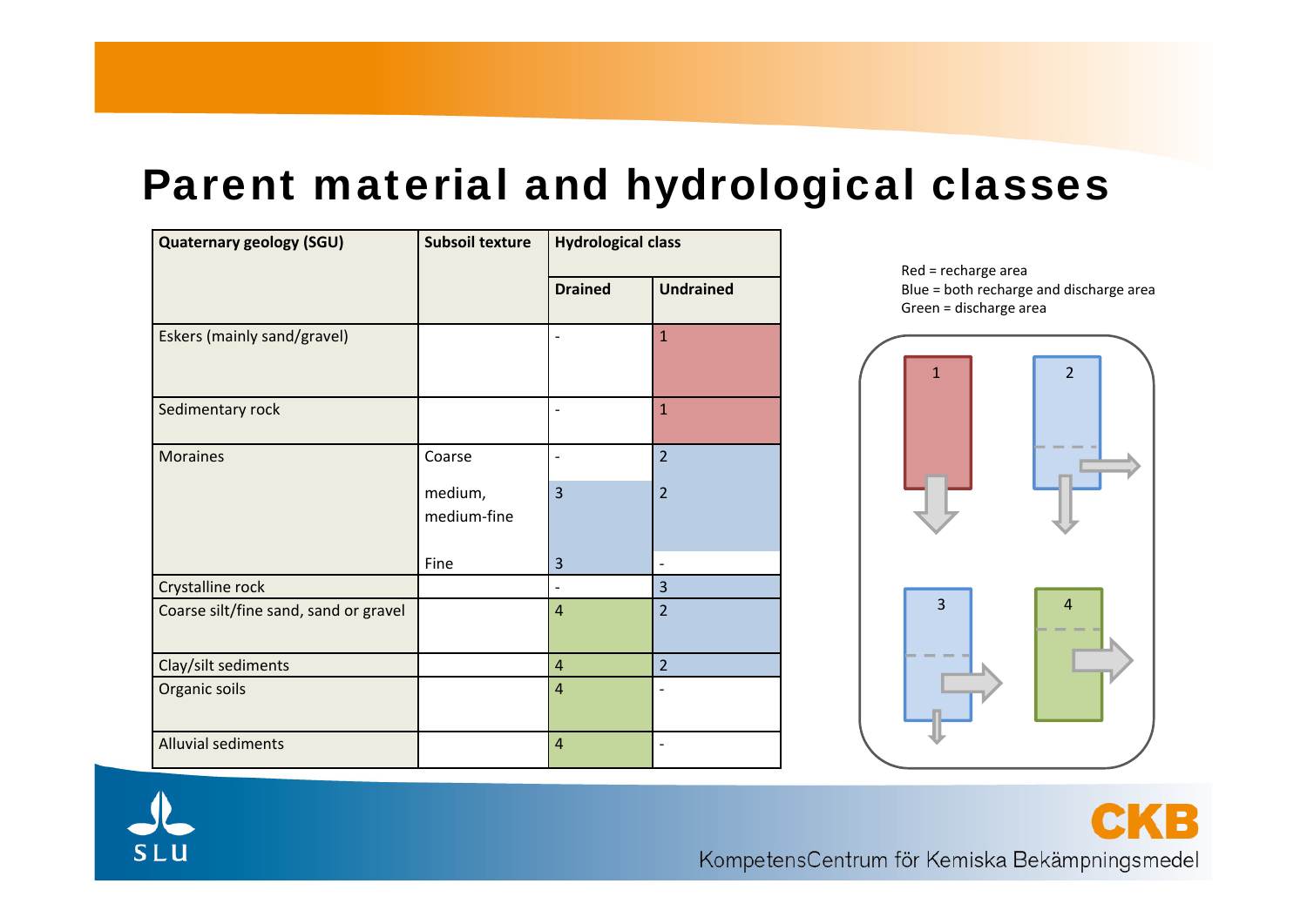# Parent material and hydrological classes

| Quaternary geology (SGU) | Subsoil texture | Hydrological class | |
|---|---|---|---|
| | | Drained | Undrained |
| Eskers (mainly sand/gravel) | | - | 1 |
| Sedimentary rock | | - | 1 |
| Moraines | Coarse | - | 2 |
| | medium, medium-fine | 3 | 2 |
| | Fine | 3 | - |
| Crystalline rock | | - | 3 |
| Coarse silt/fine sand, sand or gravel | | 4 | 2 |
| Clay/silt sediments | | 4 | 2 |
| Organic soils | | 4 | - |
| Alluvial sediments | | 4 | - |

Red = recharge area
Blue = both recharge and discharge area
Green = discharge area

1
2
3
4

KompetensCentrum för Kemiska Bekämpningsmedel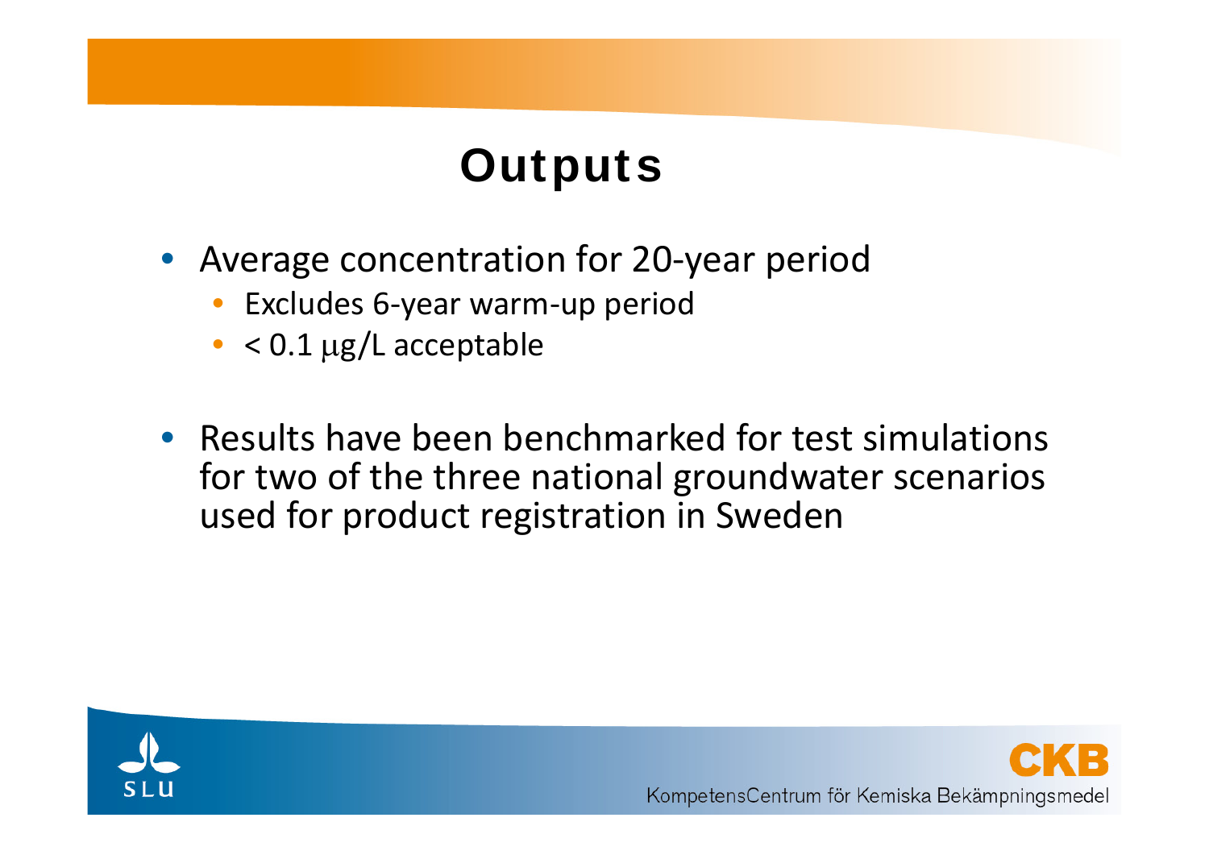# Outputs

- Average concentration for 20-year period
  - Excludes 6-year warm-up period
  - < 0.1 μg/L acceptable

- Results have been benchmarked for test simulations for two of the three national groundwater scenarios used for product registration in Sweden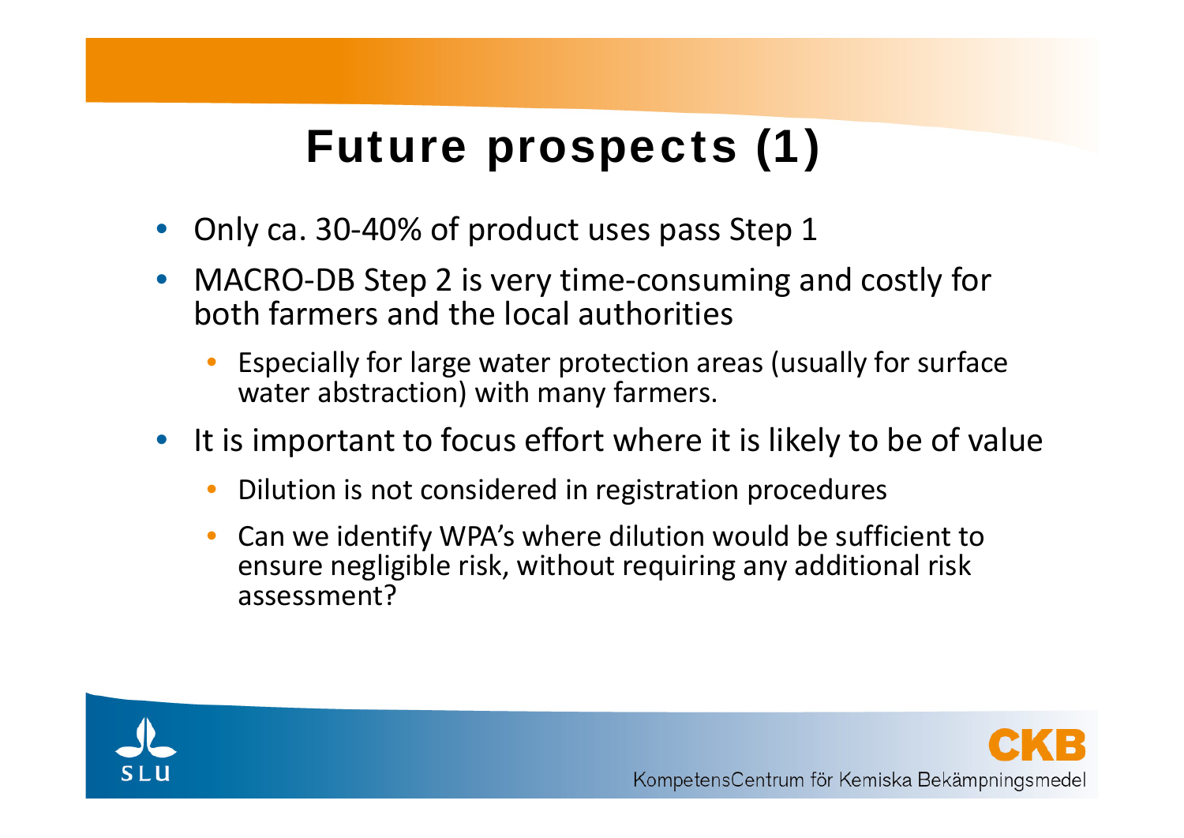# Future prospects (1)

- Only ca. 30-40% of product uses pass Step 1
- MACRO-DB Step 2 is very time-consuming and costly for both farmers and the local authorities
  - Especially for large water protection areas (usually for surface water abstraction) with many farmers.
- It is important to focus effort where it is likely to be of value
  - Dilution is not considered in registration procedures
  - Can we identify WPA's where dilution would be sufficient to ensure negligible risk, without requiring any additional risk assessment?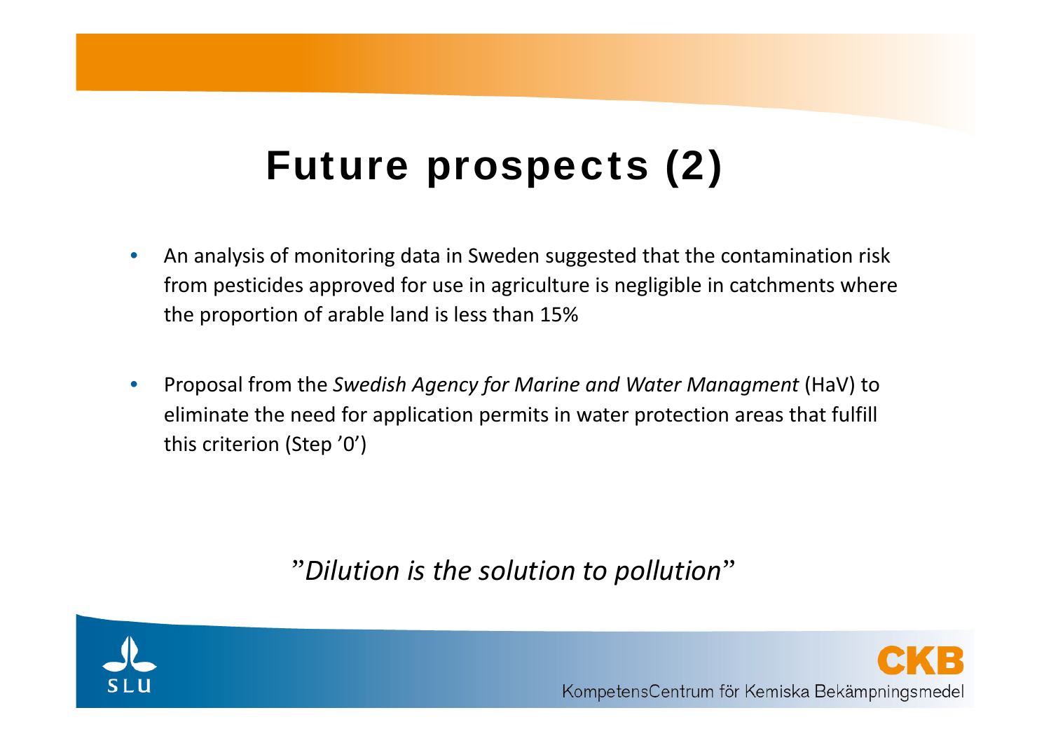# Future prospects (2)

- An analysis of monitoring data in Sweden suggested that the contamination risk from pesticides approved for use in agriculture is negligible in catchments where the proportion of arable land is less than 15%

- Proposal from the *Swedish Agency for Marine and Water Managment* (HaV) to eliminate the need for application permits in water protection areas that fulfill this criterion (Step ’0’)

*”Dilution is the solution to pollution”*

SLU

CKB

KompetensCentrum för Kemiska Bekämpningsmedel